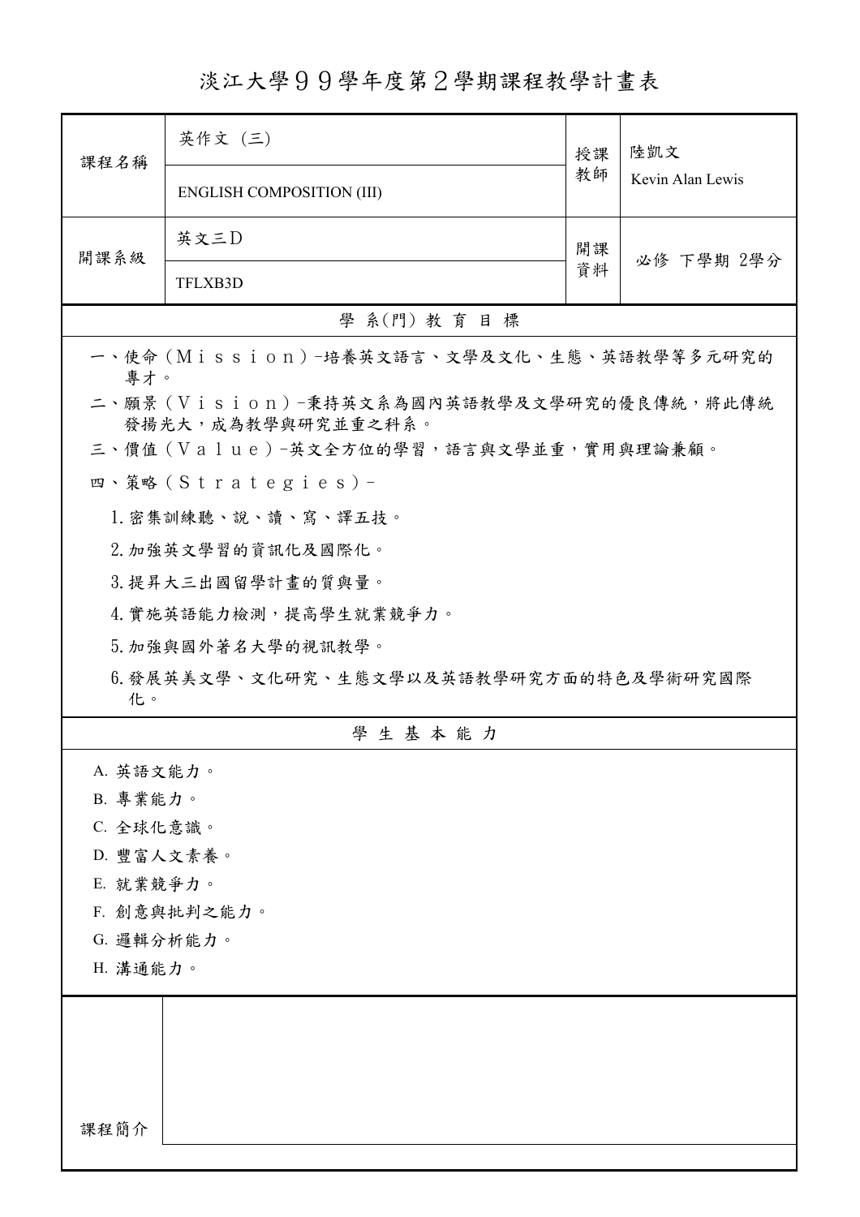# 淡江大學９９學年度第２學期課程教學計畫表

| 課程名稱 | 英作文 (三) ENGLISH COMPOSITION (III) | 授課教師 | 陸凱文 Kevin Alan Lewis |
|---|---|---|---|
| 開課系級 | 英文三D TFLXB3D | 開課資料 | 必修 下學期 2學分 |

## 學 系(門) 教 育 目 標

一、使命（Ｍｉｓｓｉｏｎ）-培養英文語言、文學及文化、生態、英語教學等多元研究的專才。

二、願景（Ｖｉｓｉｏｎ）-秉持英文系為國內英語教學及文學研究的優良傳統，將此傳統發揚光大，成為教學與研究並重之科系。

三、價值（Ｖａｌｕｅ）-英文全方位的學習，語言與文學並重，實用與理論兼顧。

四、策略（Ｓｔｒａｔｅｇｉｅｓ）-

1. 密集訓練聽、說、讀、寫、譯五技。
2. 加強英文學習的資訊化及國際化。
3. 提昇大三出國留學計畫的質與量。
4. 實施英語能力檢測，提高學生就業競爭力。
5. 加強與國外著名大學的視訊教學。
6. 發展英美文學、文化研究、生態文學以及英語教學研究方面的特色及學術研究國際化。

## 學 生 基 本 能 力

A. 英語文能力。
B. 專業能力。
C. 全球化意識。
D. 豐富人文素養。
E. 就業競爭力。
F. 創意與批判之能力。
G. 邏輯分析能力。
H. 溝通能力。

| 課程簡介 | |
|---|---|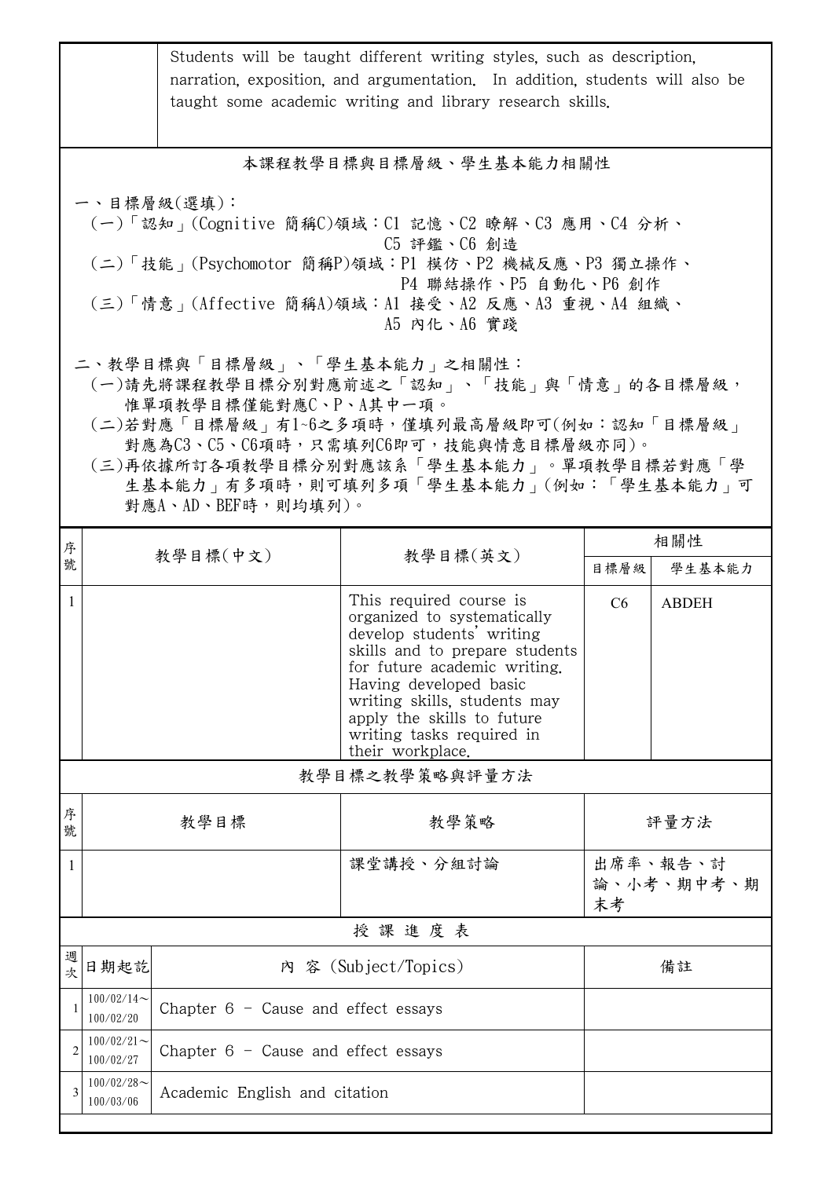| | Students will be taught different writing styles, such as description, narration, exposition, and argumentation. In addition, students will also be taught some academic writing and library research skills. |
|---|---|

## 本課程教學目標與目標層級、學生基本能力相關性

一、目標層級(選填)：

(一)「認知」(Cognitive 簡稱C)領域：C1 記憶、C2 瞭解、C3 應用、C4 分析、C5 評鑑、C6 創造

(二)「技能」(Psychomotor 簡稱P)領域：P1 模仿、P2 機械反應、P3 獨立操作、P4 聯結操作、P5 自動化、P6 創作

(三)「情意」(Affective 簡稱A)領域：A1 接受、A2 反應、A3 重視、A4 組織、A5 內化、A6 實踐

二、教學目標與「目標層級」、「學生基本能力」之相關性：

(一)請先將課程教學目標分別對應前述之「認知」、「技能」與「情意」的各目標層級，惟單項教學目標僅能對應C、P、A其中一項。

(二)若對應「目標層級」有1~6之多項時，僅填列最高層級即可(例如：認知「目標層級」對應為C3、C5、C6項時，只需填列C6即可，技能與情意目標層級亦同)。

(三)再依據所訂各項教學目標分別對應該系「學生基本能力」。單項教學目標若對應「學生基本能力」有多項時，則可填列多項「學生基本能力」(例如：「學生基本能力」可對應A、AD、BEF時，則均填列)。

| 序號 | 教學目標(中文) | 教學目標(英文) | 相關性 | |
|---|---|---|---|---|
| | | | 目標層級 | 學生基本能力 |
| 1 | | This required course is organized to systematically develop students' writing skills and to prepare students for future academic writing. Having developed basic writing skills, students may apply the skills to future writing tasks required in their workplace. | C6 | ABDEH |

## 教學目標之教學策略與評量方法

| 序號 | 教學目標 | 教學策略 | 評量方法 |
|---|---|---|---|
| 1 | | 課堂講授、分組討論 | 出席率、報告、討論、小考、期中考、期末考 |

## 授 課 進 度 表

| 週次 | 日期起訖 | 內 容 (Subject/Topics) | 備註 |
|---|---|---|---|
| 1 | 100/02/14～100/02/20 | Chapter 6 - Cause and effect essays | |
| 2 | 100/02/21～100/02/27 | Chapter 6 - Cause and effect essays | |
| 3 | 100/02/28～100/03/06 | Academic English and citation | |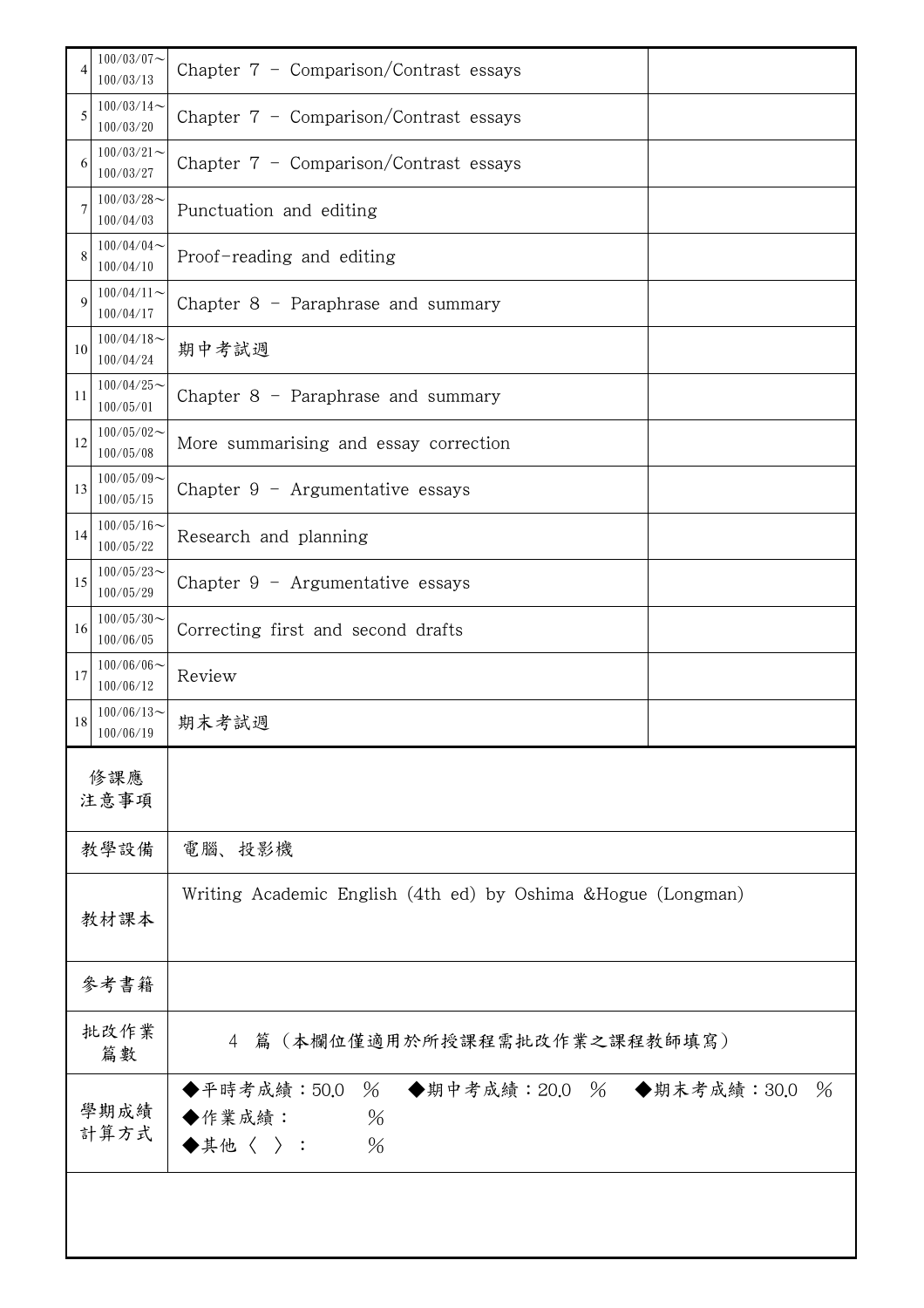| | | | |
|---|---|---|---|
| 4 | 100/03/07～100/03/13 | Chapter 7 - Comparison/Contrast essays | |
| 5 | 100/03/14～100/03/20 | Chapter 7 - Comparison/Contrast essays | |
| 6 | 100/03/21～100/03/27 | Chapter 7 - Comparison/Contrast essays | |
| 7 | 100/03/28～100/04/03 | Punctuation and editing | |
| 8 | 100/04/04～100/04/10 | Proof-reading and editing | |
| 9 | 100/04/11～100/04/17 | Chapter 8 - Paraphrase and summary | |
| 10 | 100/04/18～100/04/24 | 期中考試週 | |
| 11 | 100/04/25～100/05/01 | Chapter 8 - Paraphrase and summary | |
| 12 | 100/05/02～100/05/08 | More summarising and essay correction | |
| 13 | 100/05/09～100/05/15 | Chapter 9 - Argumentative essays | |
| 14 | 100/05/16～100/05/22 | Research and planning | |
| 15 | 100/05/23～100/05/29 | Chapter 9 - Argumentative essays | |
| 16 | 100/05/30～100/06/05 | Correcting first and second drafts | |
| 17 | 100/06/06～100/06/12 | Review | |
| 18 | 100/06/13～100/06/19 | 期末考試週 | |

| | |
|---|---|
| 修課應注意事項 | |
| 教學設備 | 電腦、投影機 |
| 教材課本 | Writing Academic English (4th ed) by Oshima &Hogue (Longman) |
| 參考書籍 | |
| 批改作業篇數 | 4 篇（本欄位僅適用於所授課程需批改作業之課程教師填寫） |
| 學期成績計算方式 | ◆平時考成績：50.0 % ◆期中考成績：20.0 % ◆期末考成績：30.0 %<br>◆作業成績： %<br>◆其他〈 〉： % |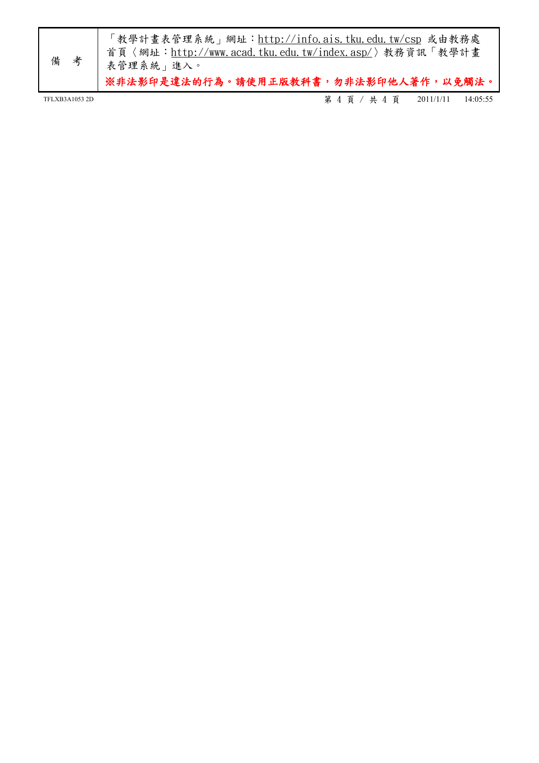| | |
|---|---|
| 備　考 | 「教學計畫表管理系統」網址：http://info.ais.tku.edu.tw/csp 或由教務處首頁〈網址：http://www.acad.tku.edu.tw/index.asp/〉教務資訊「教學計畫表管理系統」進入。<br>**※非法影印是違法的行為。請使用正版教科書，勿非法影印他人著作，以免觸法。** |

TFLXB3A1053 2D　2011/1/11　14:05:55